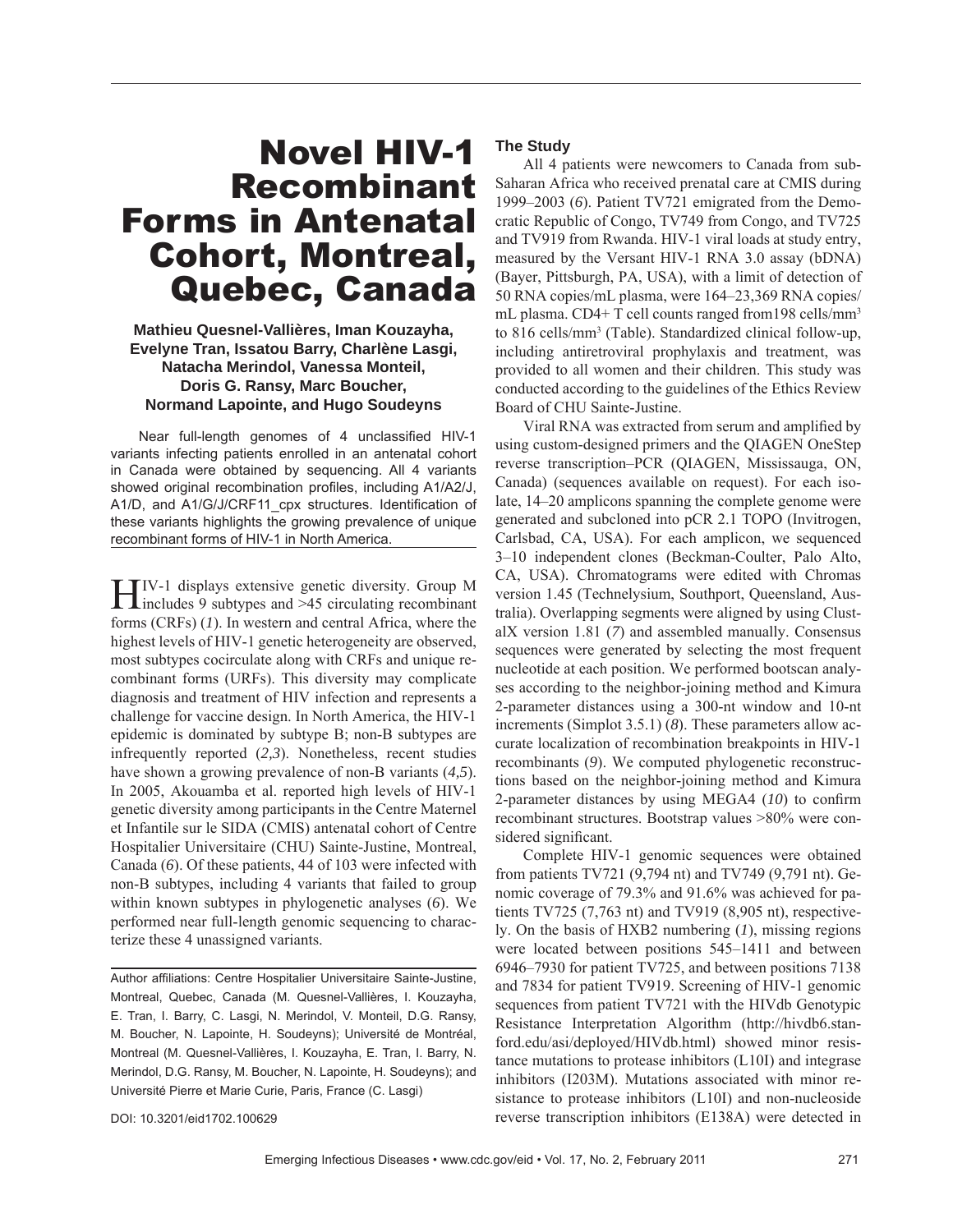# Novel HIV-1 Recombinant Forms in Antenatal Cohort, Montreal, Quebec, Canada

**Mathieu Quesnel-Vallières, Iman Kouzayha, Evelyne Tran, Issatou Barry, Charlène Lasgi, Natacha Merindol, Vanessa Monteil, Doris G. Ransy, Marc Boucher, Normand Lapointe, and Hugo Soudeyns**

Near full-length genomes of 4 unclassified HIV-1 variants infecting patients enrolled in an antenatal cohort in Canada were obtained by sequencing. All 4 variants showed original recombination profiles, including A1/A2/J, A1/D, and A1/G/J/CRF11_cpx structures. Identification of these variants highlights the growing prevalence of unique recombinant forms of HIV-1 in North America.

HIV-1 displays extensive genetic diversity. Group M includes 9 subtypes and >45 circulating recombinant forms (CRFs) (*1*). In western and central Africa, where the highest levels of HIV-1 genetic heterogeneity are observed, most subtypes cocirculate along with CRFs and unique recombinant forms (URFs). This diversity may complicate diagnosis and treatment of HIV infection and represents a challenge for vaccine design. In North America, the HIV-1 epidemic is dominated by subtype B; non-B subtypes are infrequently reported (*2,3*). Nonetheless, recent studies have shown a growing prevalence of non-B variants (*4,5*). In 2005, Akouamba et al. reported high levels of HIV-1 genetic diversity among participants in the Centre Maternel et Infantile sur le SIDA (CMIS) antenatal cohort of Centre Hospitalier Universitaire (CHU) Sainte-Justine, Montreal, Canada (*6*). Of these patients, 44 of 103 were infected with non-B subtypes, including 4 variants that failed to group within known subtypes in phylogenetic analyses (*6*). We performed near full-length genomic sequencing to characterize these 4 unassigned variants.

Author affiliations: Centre Hospitalier Universitaire Sainte-Justine, Montreal, Quebec, Canada (M. Quesnel-Vallières, I. Kouzayha, E. Tran, I. Barry, C. Lasgi, N. Merindol, V. Monteil, D.G. Ransy, M. Boucher, N. Lapointe, H. Soudeyns); Université de Montréal, Montreal (M. Quesnel-Vallières, I. Kouzayha, E. Tran, I. Barry, N. Merindol, D.G. Ransy, M. Boucher, N. Lapointe, H. Soudeyns); and Université Pierre et Marie Curie, Paris, France (C. Lasgi)

DOI: 10.3201/eid1702.100629

## The Study

All 4 patients were newcomers to Canada from sub-Saharan Africa who received prenatal care at CMIS during 1999–2003 (*6*). Patient TV721 emigrated from the Democratic Republic of Congo, TV749 from Congo, and TV725 and TV919 from Rwanda. HIV-1 viral loads at study entry, measured by the Versant HIV-1 RNA 3.0 assay (bDNA) (Bayer, Pittsburgh, PA, USA), with a limit of detection of 50 RNA copies/mL plasma, were 164–23,369 RNA copies/mL plasma. CD4+ T cell counts ranged from198 cells/mm³ to 816 cells/mm³ (Table). Standardized clinical follow-up, including antiretroviral prophylaxis and treatment, was provided to all women and their children. This study was conducted according to the guidelines of the Ethics Review Board of CHU Sainte-Justine.

Viral RNA was extracted from serum and amplified by using custom-designed primers and the QIAGEN OneStep reverse transcription–PCR (QIAGEN, Mississauga, ON, Canada) (sequences available on request). For each isolate, 14–20 amplicons spanning the complete genome were generated and subcloned into pCR 2.1 TOPO (Invitrogen, Carlsbad, CA, USA). For each amplicon, we sequenced 3–10 independent clones (Beckman-Coulter, Palo Alto, CA, USA). Chromatograms were edited with Chromas version 1.45 (Technelysium, Southport, Queensland, Australia). Overlapping segments were aligned by using ClustalX version 1.81 (*7*) and assembled manually. Consensus sequences were generated by selecting the most frequent nucleotide at each position. We performed bootscan analyses according to the neighbor-joining method and Kimura 2-parameter distances using a 300-nt window and 10-nt increments (Simplot 3.5.1) (*8*). These parameters allow accurate localization of recombination breakpoints in HIV-1 recombinants (*9*). We computed phylogenetic reconstructions based on the neighbor-joining method and Kimura 2-parameter distances by using MEGA4 (*10*) to confirm recombinant structures. Bootstrap values >80% were considered significant.

Complete HIV-1 genomic sequences were obtained from patients TV721 (9,794 nt) and TV749 (9,791 nt). Genomic coverage of 79.3% and 91.6% was achieved for patients TV725 (7,763 nt) and TV919 (8,905 nt), respectively. On the basis of HXB2 numbering (*1*), missing regions were located between positions 545–1411 and between 6946–7930 for patient TV725, and between positions 7138 and 7834 for patient TV919. Screening of HIV-1 genomic sequences from patient TV721 with the HIVdb Genotypic Resistance Interpretation Algorithm (http://hivdb6.stanford.edu/asi/deployed/HIVdb.html) showed minor resistance mutations to protease inhibitors (L10I) and integrase inhibitors (I203M). Mutations associated with minor resistance to protease inhibitors (L10I) and non-nucleoside reverse transcription inhibitors (E138A) were detected in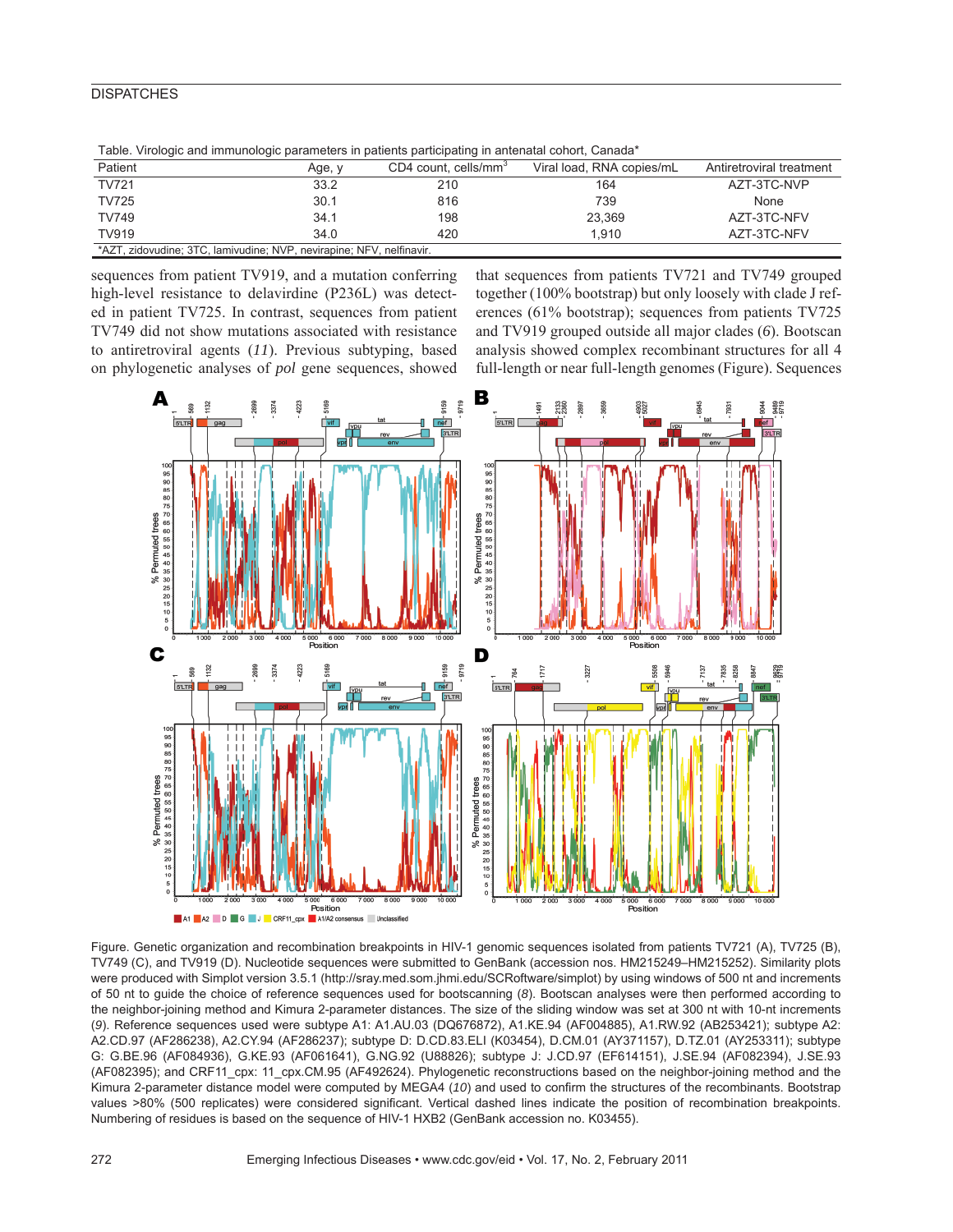Table. Virologic and immunologic parameters in patients participating in antenatal cohort, Canada*

| Patient | Age, y | CD4 count, cells/mm$^3$ | Viral load, RNA copies/mL | Antiretroviral treatment |
|---|---|---|---|---|
| TV721 | 33.2 | 210 | 164 | AZT-3TC-NVP |
| TV725 | 30.1 | 816 | 739 | None |
| TV749 | 34.1 | 198 | 23,369 | AZT-3TC-NFV |
| TV919 | 34.0 | 420 | 1,910 | AZT-3TC-NFV |

*AZT, zidovudine; 3TC, lamivudine; NVP, nevirapine; NFV, nelfinavir.

sequences from patient TV919, and a mutation conferring high-level resistance to delavirdine (P236L) was detected in patient TV725. In contrast, sequences from patient TV749 did not show mutations associated with resistance to antiretroviral agents (*11*). Previous subtyping, based on phylogenetic analyses of *pol* gene sequences, showed that sequences from patients TV721 and TV749 grouped together (100% bootstrap) but only loosely with clade J references (61% bootstrap); sequences from patients TV725 and TV919 grouped outside all major clades (*6*). Bootscan analysis showed complex recombinant structures for all 4 full-length or near full-length genomes (Figure). Sequences

Figure. Genetic organization and recombination breakpoints in HIV-1 genomic sequences isolated from patients TV721 (A), TV725 (B), TV749 (C), and TV919 (D). Nucleotide sequences were submitted to GenBank (accession nos. HM215249–HM215252). Similarity plots were produced with Simplot version 3.5.1 (http://sray.med.som.jhmi.edu/SCRoftware/simplot) by using windows of 500 nt and increments of 50 nt to guide the choice of reference sequences used for bootscanning (*8*). Bootscan analyses were then performed according to the neighbor-joining method and Kimura 2-parameter distances. The size of the sliding window was set at 300 nt with 10-nt increments (*9*). Reference sequences used were subtype A1: A1.AU.03 (DQ676872), A1.KE.94 (AF004885), A1.RW.92 (AB253421); subtype A2: A2.CD.97 (AF286238), A2.CY.94 (AF286237); subtype D: D.CD.83.ELI (K03454), D.CM.01 (AY371157), D.TZ.01 (AY253311); subtype G: G.BE.96 (AF084936), G.KE.93 (AF061641), G.NG.92 (U88826); subtype J: J.CD.97 (EF614151), J.SE.94 (AF082394), J.SE.93 (AF082395); and CRF11_cpx: 11_cpx.CM.95 (AF492624). Phylogenetic reconstructions based on the neighbor-joining method and the Kimura 2-parameter distance model were computed by MEGA4 (*10*) and used to confirm the structures of the recombinants. Bootstrap values >80% (500 replicates) were considered significant. Vertical dashed lines indicate the position of recombination breakpoints. Numbering of residues is based on the sequence of HIV-1 HXB2 (GenBank accession no. K03455).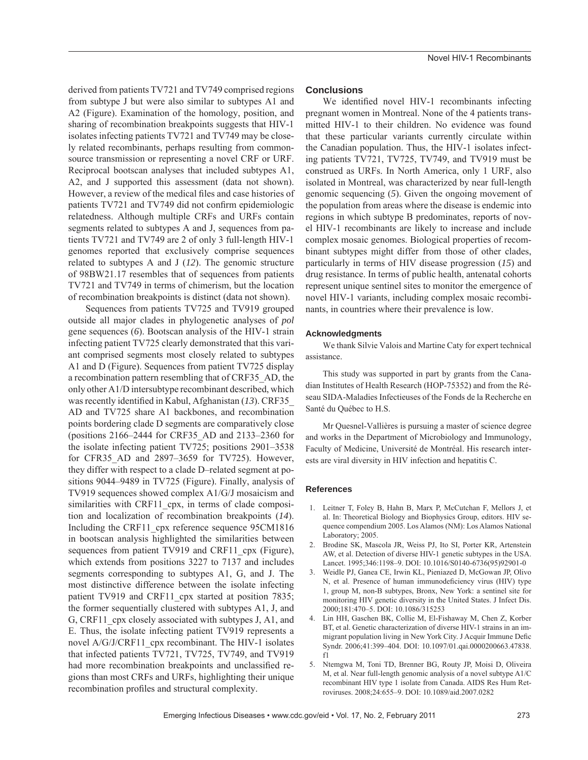derived from patients TV721 and TV749 comprised regions from subtype J but were also similar to subtypes A1 and A2 (Figure). Examination of the homology, position, and sharing of recombination breakpoints suggests that HIV-1 isolates infecting patients TV721 and TV749 may be closely related recombinants, perhaps resulting from common-source transmission or representing a novel CRF or URF. Reciprocal bootscan analyses that included subtypes A1, A2, and J supported this assessment (data not shown). However, a review of the medical files and case histories of patients TV721 and TV749 did not confirm epidemiologic relatedness. Although multiple CRFs and URFs contain segments related to subtypes A and J, sequences from patients TV721 and TV749 are 2 of only 3 full-length HIV-1 genomes reported that exclusively comprise sequences related to subtypes A and J (*12*). The genomic structure of 98BW21.17 resembles that of sequences from patients TV721 and TV749 in terms of chimerism, but the location of recombination breakpoints is distinct (data not shown).

Sequences from patients TV725 and TV919 grouped outside all major clades in phylogenetic analyses of *pol* gene sequences (*6*). Bootscan analysis of the HIV-1 strain infecting patient TV725 clearly demonstrated that this variant comprised segments most closely related to subtypes A1 and D (Figure). Sequences from patient TV725 display a recombination pattern resembling that of CRF35_AD, the only other A1/D intersubtype recombinant described, which was recently identified in Kabul, Afghanistan (*13*). CRF35_AD and TV725 share A1 backbones, and recombination points bordering clade D segments are comparatively close (positions 2166–2444 for CRF35_AD and 2133–2360 for the isolate infecting patient TV725; positions 2901–3538 for CFR35_AD and 2897–3659 for TV725). However, they differ with respect to a clade D–related segment at positions 9044–9489 in TV725 (Figure). Finally, analysis of TV919 sequences showed complex A1/G/J mosaicism and similarities with CRF11_cpx, in terms of clade composition and localization of recombination breakpoints (*14*). Including the CRF11_cpx reference sequence 95CM1816 in bootscan analysis highlighted the similarities between sequences from patient TV919 and CRF11_cpx (Figure), which extends from positions 3227 to 7137 and includes segments corresponding to subtypes A1, G, and J. The most distinctive difference between the isolate infecting patient TV919 and CRF11_cpx started at position 7835; the former sequentially clustered with subtypes A1, J, and G, CRF11_cpx closely associated with subtypes J, A1, and E. Thus, the isolate infecting patient TV919 represents a novel A/G/J/CRF11_cpx recombinant. The HIV-1 isolates that infected patients TV721, TV725, TV749, and TV919 had more recombination breakpoints and unclassified regions than most CRFs and URFs, highlighting their unique recombination profiles and structural complexity.

## Conclusions

We identified novel HIV-1 recombinants infecting pregnant women in Montreal. None of the 4 patients transmitted HIV-1 to their children. No evidence was found that these particular variants currently circulate within the Canadian population. Thus, the HIV-1 isolates infecting patients TV721, TV725, TV749, and TV919 must be construed as URFs. In North America, only 1 URF, also isolated in Montreal, was characterized by near full-length genomic sequencing (*5*). Given the ongoing movement of the population from areas where the disease is endemic into regions in which subtype B predominates, reports of novel HIV-1 recombinants are likely to increase and include complex mosaic genomes. Biological properties of recombinant subtypes might differ from those of other clades, particularly in terms of HIV disease progression (*15*) and drug resistance. In terms of public health, antenatal cohorts represent unique sentinel sites to monitor the emergence of novel HIV-1 variants, including complex mosaic recombinants, in countries where their prevalence is low.

### Acknowledgments

We thank Silvie Valois and Martine Caty for expert technical assistance.

This study was supported in part by grants from the Canadian Institutes of Health Research (HOP-75352) and from the Réseau SIDA-Maladies Infectieuses of the Fonds de la Recherche en Santé du Québec to H.S.

Mr Quesnel-Vallières is pursuing a master of science degree and works in the Department of Microbiology and Immunology, Faculty of Medicine, Université de Montréal. His research interests are viral diversity in HIV infection and hepatitis C.

## References

1. Leitner T, Foley B, Hahn B, Marx P, McCutchan F, Mellors J, et al. In: Theoretical Biology and Biophysics Group, editors. HIV sequence compendium 2005. Los Alamos (NM): Los Alamos National Laboratory; 2005.
2. Brodine SK, Mascola JR, Weiss PJ, Ito SI, Porter KR, Artenstein AW, et al. Detection of diverse HIV-1 genetic subtypes in the USA. Lancet. 1995;346:1198–9. DOI: 10.1016/S0140-6736(95)92901-0
3. Weidle PJ, Ganea CE, Irwin KL, Pieniazed D, McGowan JP, Olivo N, et al. Presence of human immunodeficiency virus (HIV) type 1, group M, non-B subtypes, Bronx, New York: a sentinel site for monitoring HIV genetic diversity in the United States. J Infect Dis. 2000;181:470–5. DOI: 10.1086/315253
4. Lin HH, Gaschen BK, Collie M, El-Fishaway M, Chen Z, Korber BT, et al. Genetic characterization of diverse HIV-1 strains in an immigrant population living in New York City. J Acquir Immune Defic Syndr. 2006;41:399–404. DOI: 10.1097/01.qai.0000200663.47838.f1
5. Ntemgwa M, Toni TD, Brenner BG, Routy JP, Moisi D, Oliveira M, et al. Near full-length genomic analysis of a novel subtype A1/C recombinant HIV type 1 isolate from Canada. AIDS Res Hum Retroviruses. 2008;24:655–9. DOI: 10.1089/aid.2007.0282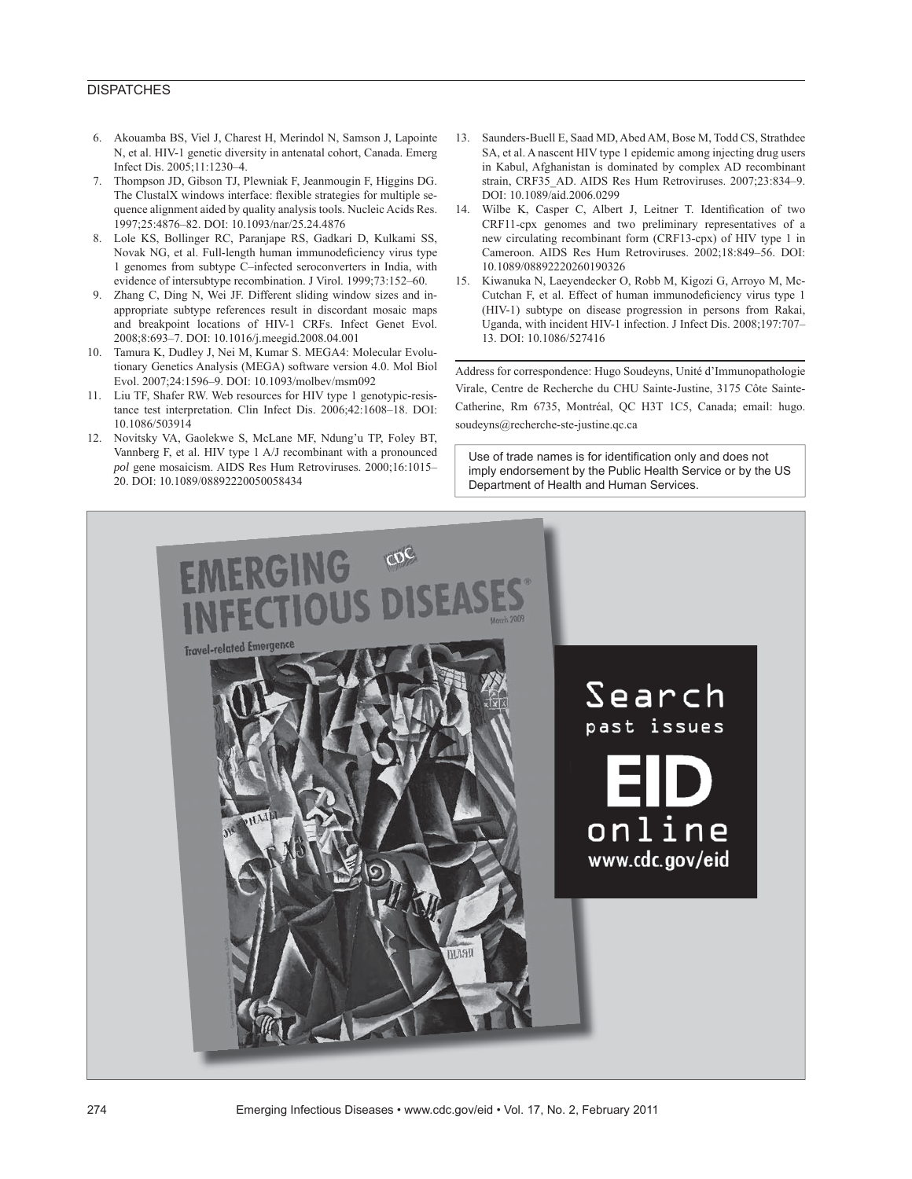6. Akouamba BS, Viel J, Charest H, Merindol N, Samson J, Lapointe N, et al. HIV-1 genetic diversity in antenatal cohort, Canada. Emerg Infect Dis. 2005;11:1230–4.
7. Thompson JD, Gibson TJ, Plewniak F, Jeanmougin F, Higgins DG. The ClustalX windows interface: flexible strategies for multiple sequence alignment aided by quality analysis tools. Nucleic Acids Res. 1997;25:4876–82. DOI: 10.1093/nar/25.24.4876
8. Lole KS, Bollinger RC, Paranjape RS, Gadkari D, Kulkami SS, Novak NG, et al. Full-length human immunodeficiency virus type 1 genomes from subtype C–infected seroconverters in India, with evidence of intersubtype recombination. J Virol. 1999;73:152–60.
9. Zhang C, Ding N, Wei JF. Different sliding window sizes and inappropriate subtype references result in discordant mosaic maps and breakpoint locations of HIV-1 CRFs. Infect Genet Evol. 2008;8:693–7. DOI: 10.1016/j.meegid.2008.04.001
10. Tamura K, Dudley J, Nei M, Kumar S. MEGA4: Molecular Evolutionary Genetics Analysis (MEGA) software version 4.0. Mol Biol Evol. 2007;24:1596–9. DOI: 10.1093/molbev/msm092
11. Liu TF, Shafer RW. Web resources for HIV type 1 genotypic-resistance test interpretation. Clin Infect Dis. 2006;42:1608–18. DOI: 10.1086/503914
12. Novitsky VA, Gaolekwe S, McLane MF, Ndung'u TP, Foley BT, Vannberg F, et al. HIV type 1 A/J recombinant with a pronounced *pol* gene mosaicism. AIDS Res Hum Retroviruses. 2000;16:1015–20. DOI: 10.1089/08892220050058434
13. Saunders-Buell E, Saad MD, Abed AM, Bose M, Todd CS, Strathdee SA, et al. A nascent HIV type 1 epidemic among injecting drug users in Kabul, Afghanistan is dominated by complex AD recombinant strain, CRF35_AD. AIDS Res Hum Retroviruses. 2007;23:834–9. DOI: 10.1089/aid.2006.0299
14. Wilbe K, Casper C, Albert J, Leitner T. Identification of two CRF11-cpx genomes and two preliminary representatives of a new circulating recombinant form (CRF13-cpx) of HIV type 1 in Cameroon. AIDS Res Hum Retroviruses. 2002;18:849–56. DOI: 10.1089/08892220260190326
15. Kiwanuka N, Laeyendecker O, Robb M, Kigozi G, Arroyo M, McCutchan F, et al. Effect of human immunodeficiency virus type 1 (HIV-1) subtype on disease progression in persons from Rakai, Uganda, with incident HIV-1 infection. J Infect Dis. 2008;197:707–13. DOI: 10.1086/527416

Address for correspondence: Hugo Soudeyns, Unité d'Immunopathologie Virale, Centre de Recherche du CHU Sainte-Justine, 3175 Côte Sainte-Catherine, Rm 6735, Montréal, QC H3T 1C5, Canada; email: hugo.soudeyns@recherche-ste-justine.qc.ca

Use of trade names is for identification only and does not imply endorsement by the Public Health Service or by the US Department of Health and Human Services.

Search past issues

EID online

www.cdc.gov/eid